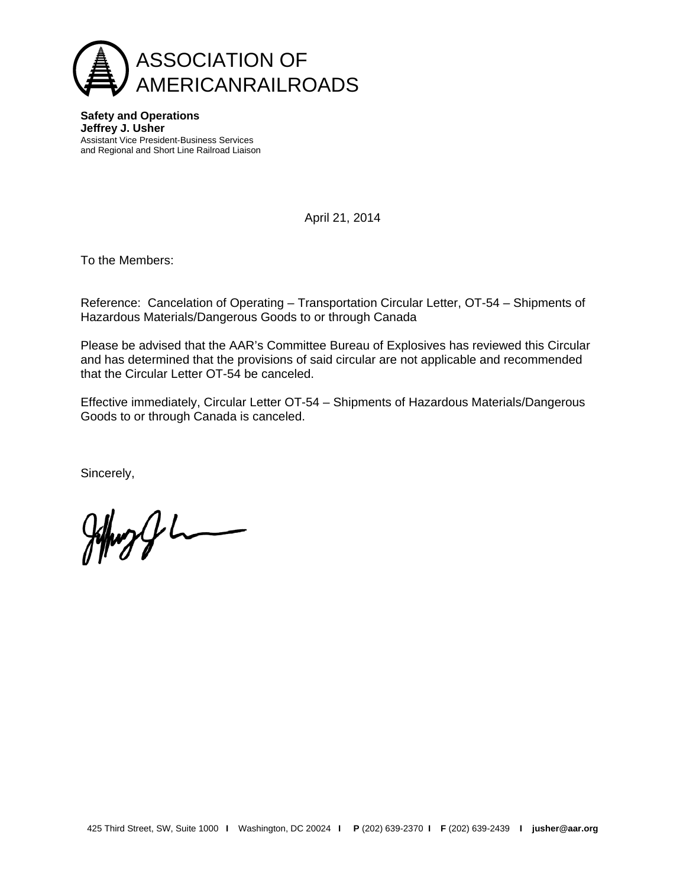# ASSOCIATION OF AMERICANRAILROADS

**Safety and Operations**
**Jeffrey J. Usher**
Assistant Vice President-Business Services
and Regional and Short Line Railroad Liaison

April 21, 2014

To the Members:

Reference: Cancelation of Operating – Transportation Circular Letter, OT-54 – Shipments of Hazardous Materials/Dangerous Goods to or through Canada

Please be advised that the AAR's Committee Bureau of Explosives has reviewed this Circular and has determined that the provisions of said circular are not applicable and recommended that the Circular Letter OT-54 be canceled.

Effective immediately, Circular Letter OT-54 – Shipments of Hazardous Materials/Dangerous Goods to or through Canada is canceled.

Sincerely,

425 Third Street, SW, Suite 1000 | Washington, DC 20024 | **P** (202) 639-2370 | **F** (202) 639-2439 | **jusher@aar.org**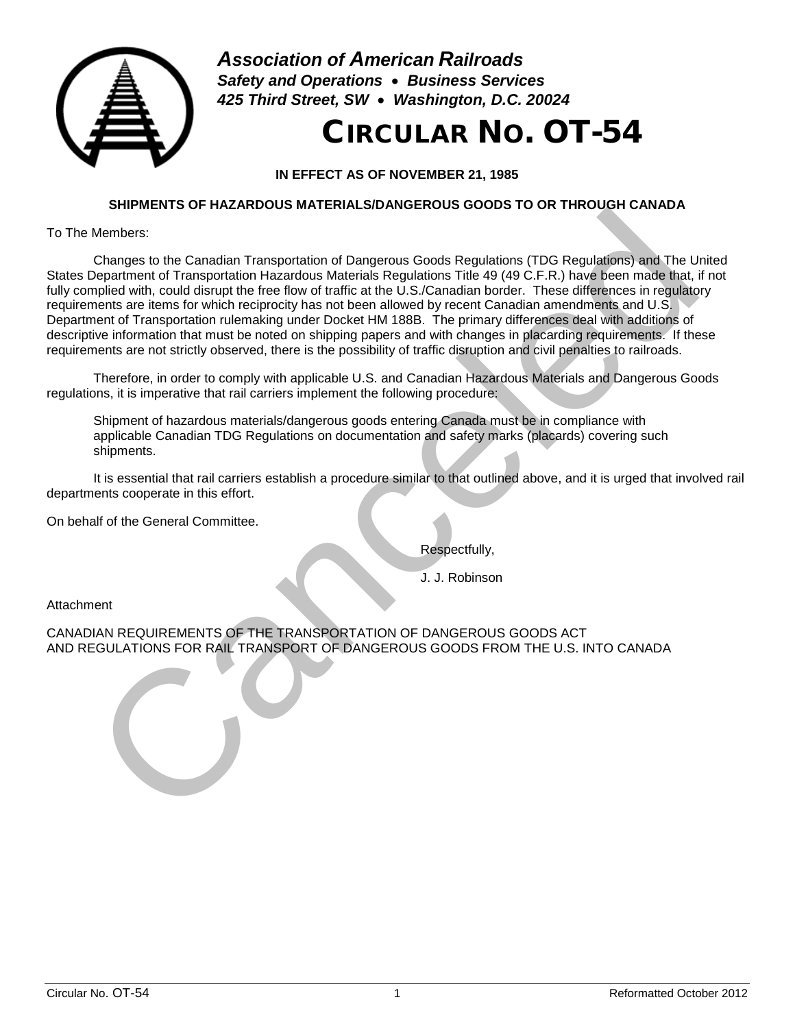**Association of American Railroads**
***Safety and Operations • Business Services***
***425 Third Street, SW • Washington, D.C. 20024***

# CIRCULAR NO. OT-54

**IN EFFECT AS OF NOVEMBER 21, 1985**

**SHIPMENTS OF HAZARDOUS MATERIALS/DANGEROUS GOODS TO OR THROUGH CANADA**

To The Members:

Changes to the Canadian Transportation of Dangerous Goods Regulations (TDG Regulations) and The United States Department of Transportation Hazardous Materials Regulations Title 49 (49 C.F.R.) have been made that, if not fully complied with, could disrupt the free flow of traffic at the U.S./Canadian border. These differences in regulatory requirements are items for which reciprocity has not been allowed by recent Canadian amendments and U.S. Department of Transportation rulemaking under Docket HM 188B. The primary differences deal with additions of descriptive information that must be noted on shipping papers and with changes in placarding requirements. If these requirements are not strictly observed, there is the possibility of traffic disruption and civil penalties to railroads.

Therefore, in order to comply with applicable U.S. and Canadian Hazardous Materials and Dangerous Goods regulations, it is imperative that rail carriers implement the following procedure:

> Shipment of hazardous materials/dangerous goods entering Canada must be in compliance with applicable Canadian TDG Regulations on documentation and safety marks (placards) covering such shipments.

It is essential that rail carriers establish a procedure similar to that outlined above, and it is urged that involved rail departments cooperate in this effort.

On behalf of the General Committee.

Respectfully,

J. J. Robinson

Attachment

CANADIAN REQUIREMENTS OF THE TRANSPORTATION OF DANGEROUS GOODS ACT AND REGULATIONS FOR RAIL TRANSPORT OF DANGEROUS GOODS FROM THE U.S. INTO CANADA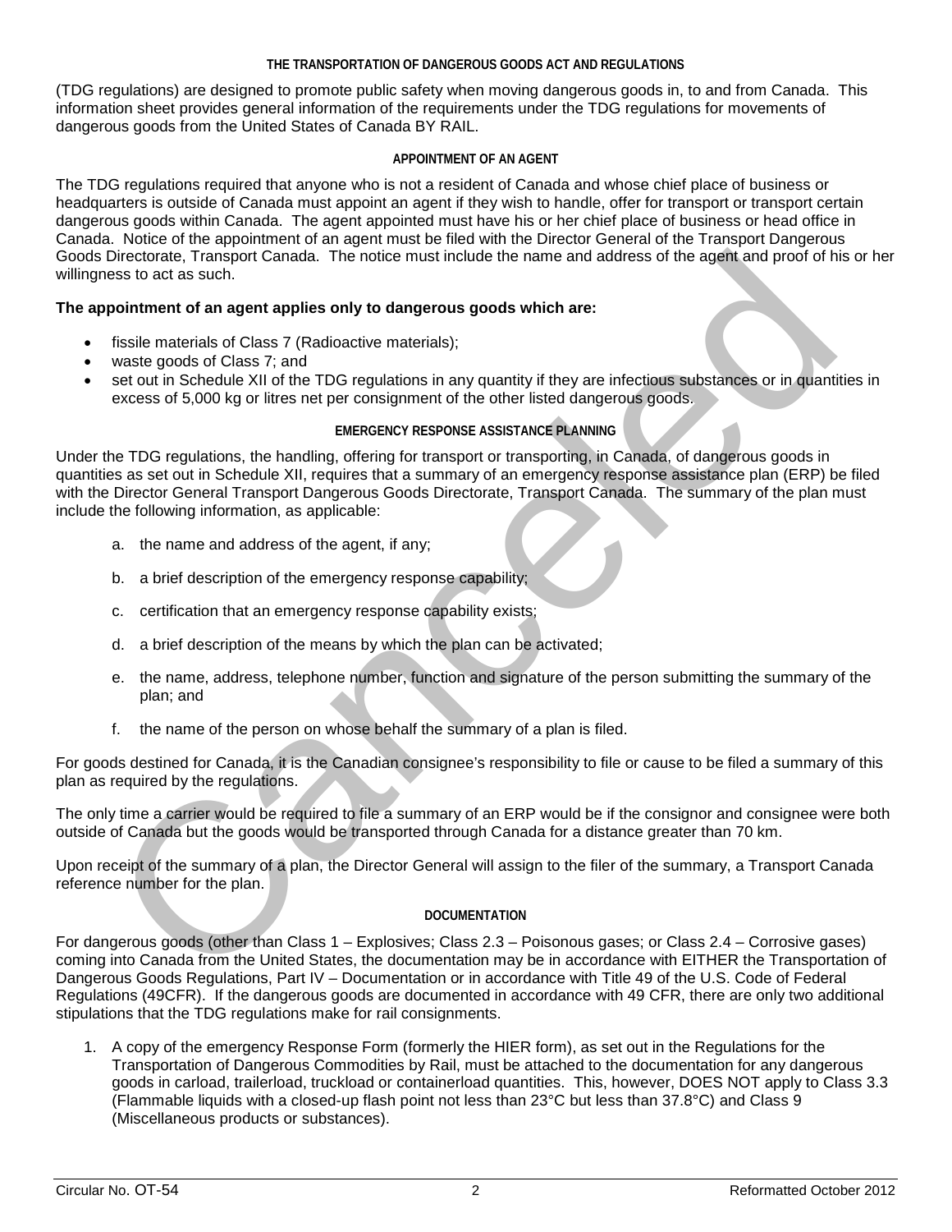## THE TRANSPORTATION OF DANGEROUS GOODS ACT AND REGULATIONS

(TDG regulations) are designed to promote public safety when moving dangerous goods in, to and from Canada. This information sheet provides general information of the requirements under the TDG regulations for movements of dangerous goods from the United States of Canada BY RAIL.

## APPOINTMENT OF AN AGENT

The TDG regulations required that anyone who is not a resident of Canada and whose chief place of business or headquarters is outside of Canada must appoint an agent if they wish to handle, offer for transport or transport certain dangerous goods within Canada. The agent appointed must have his or her chief place of business or head office in Canada. Notice of the appointment of an agent must be filed with the Director General of the Transport Dangerous Goods Directorate, Transport Canada. The notice must include the name and address of the agent and proof of his or her willingness to act as such.

**The appointment of an agent applies only to dangerous goods which are:**

- fissile materials of Class 7 (Radioactive materials);
- waste goods of Class 7; and
- set out in Schedule XII of the TDG regulations in any quantity if they are infectious substances or in quantities in excess of 5,000 kg or litres net per consignment of the other listed dangerous goods.

## EMERGENCY RESPONSE ASSISTANCE PLANNING

Under the TDG regulations, the handling, offering for transport or transporting, in Canada, of dangerous goods in quantities as set out in Schedule XII, requires that a summary of an emergency response assistance plan (ERP) be filed with the Director General Transport Dangerous Goods Directorate, Transport Canada. The summary of the plan must include the following information, as applicable:

a. the name and address of the agent, if any;

b. a brief description of the emergency response capability;

c. certification that an emergency response capability exists;

d. a brief description of the means by which the plan can be activated;

e. the name, address, telephone number, function and signature of the person submitting the summary of the plan; and

f. the name of the person on whose behalf the summary of a plan is filed.

For goods destined for Canada, it is the Canadian consignee's responsibility to file or cause to be filed a summary of this plan as required by the regulations.

The only time a carrier would be required to file a summary of an ERP would be if the consignor and consignee were both outside of Canada but the goods would be transported through Canada for a distance greater than 70 km.

Upon receipt of the summary of a plan, the Director General will assign to the filer of the summary, a Transport Canada reference number for the plan.

## DOCUMENTATION

For dangerous goods (other than Class 1 – Explosives; Class 2.3 – Poisonous gases; or Class 2.4 – Corrosive gases) coming into Canada from the United States, the documentation may be in accordance with EITHER the Transportation of Dangerous Goods Regulations, Part IV – Documentation or in accordance with Title 49 of the U.S. Code of Federal Regulations (49CFR). If the dangerous goods are documented in accordance with 49 CFR, there are only two additional stipulations that the TDG regulations make for rail consignments.

1. A copy of the emergency Response Form (formerly the HIER form), as set out in the Regulations for the Transportation of Dangerous Commodities by Rail, must be attached to the documentation for any dangerous goods in carload, trailerload, truckload or containerload quantities. This, however, DOES NOT apply to Class 3.3 (Flammable liquids with a closed-up flash point not less than 23°C but less than 37.8°C) and Class 9 (Miscellaneous products or substances).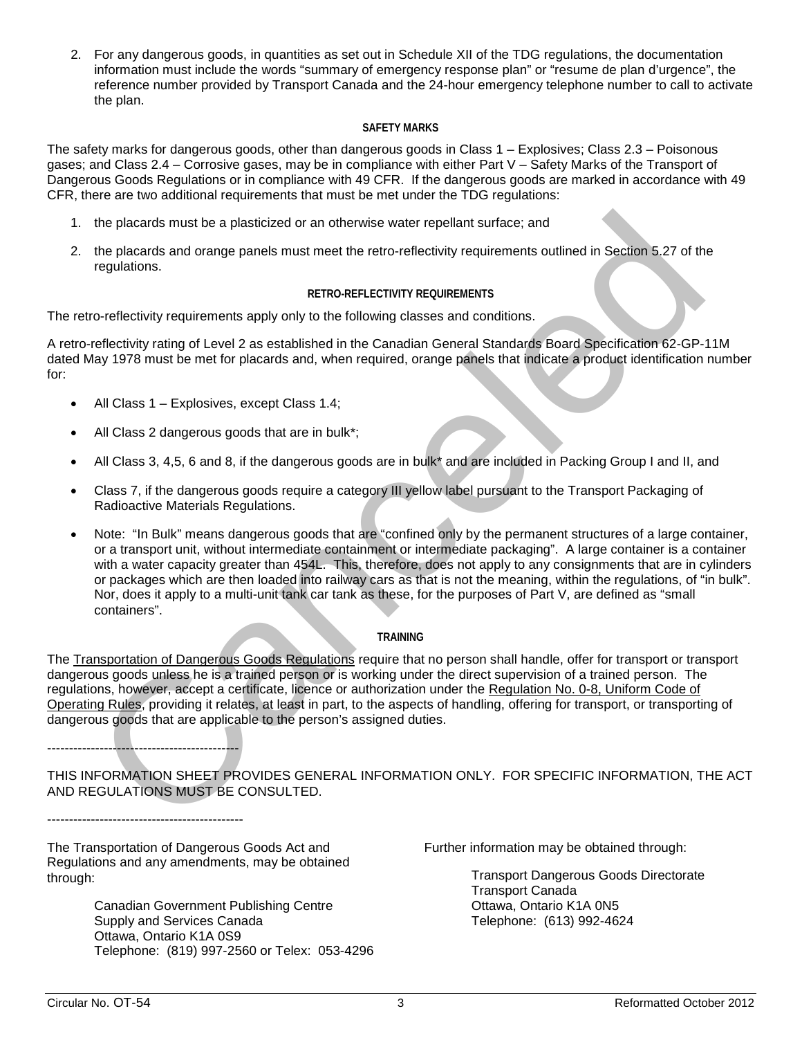2. For any dangerous goods, in quantities as set out in Schedule XII of the TDG regulations, the documentation information must include the words “summary of emergency response plan” or “resume de plan d’urgence”, the reference number provided by Transport Canada and the 24-hour emergency telephone number to call to activate the plan.

### SAFETY MARKS

The safety marks for dangerous goods, other than dangerous goods in Class 1 – Explosives; Class 2.3 – Poisonous gases; and Class 2.4 – Corrosive gases, may be in compliance with either Part V – Safety Marks of the Transport of Dangerous Goods Regulations or in compliance with 49 CFR. If the dangerous goods are marked in accordance with 49 CFR, there are two additional requirements that must be met under the TDG regulations:

1. the placards must be a plasticized or an otherwise water repellant surface; and
2. the placards and orange panels must meet the retro-reflectivity requirements outlined in Section 5.27 of the regulations.

### RETRO-REFLECTIVITY REQUIREMENTS

The retro-reflectivity requirements apply only to the following classes and conditions.

A retro-reflectivity rating of Level 2 as established in the Canadian General Standards Board Specification 62-GP-11M dated May 1978 must be met for placards and, when required, orange panels that indicate a product identification number for:

- All Class 1 – Explosives, except Class 1.4;
- All Class 2 dangerous goods that are in bulk*;
- All Class 3, 4,5, 6 and 8, if the dangerous goods are in bulk* and are included in Packing Group I and II, and
- Class 7, if the dangerous goods require a category III yellow label pursuant to the Transport Packaging of Radioactive Materials Regulations.
- Note: “In Bulk” means dangerous goods that are “confined only by the permanent structures of a large container, or a transport unit, without intermediate containment or intermediate packaging”. A large container is a container with a water capacity greater than 454L. This, therefore, does not apply to any consignments that are in cylinders or packages which are then loaded into railway cars as that is not the meaning, within the regulations, of “in bulk”. Nor, does it apply to a multi-unit tank car tank as these, for the purposes of Part V, are defined as “small containers”.

### TRAINING

The Transportation of Dangerous Goods Regulations require that no person shall handle, offer for transport or transport dangerous goods unless he is a trained person or is working under the direct supervision of a trained person. The regulations, however, accept a certificate, licence or authorization under the Regulation No. 0-8, Uniform Code of Operating Rules, providing it relates, at least in part, to the aspects of handling, offering for transport, or transporting of dangerous goods that are applicable to the person’s assigned duties.

---

THIS INFORMATION SHEET PROVIDES GENERAL INFORMATION ONLY. FOR SPECIFIC INFORMATION, THE ACT AND REGULATIONS MUST BE CONSULTED.

---

The Transportation of Dangerous Goods Act and Regulations and any amendments, may be obtained through:

> Canadian Government Publishing Centre
> Supply and Services Canada
> Ottawa, Ontario K1A 0S9
> Telephone: (819) 997-2560 or Telex: 053-4296

Further information may be obtained through:

> Transport Dangerous Goods Directorate
> Transport Canada
> Ottawa, Ontario K1A 0N5
> Telephone: (613) 992-4624

Cancelled